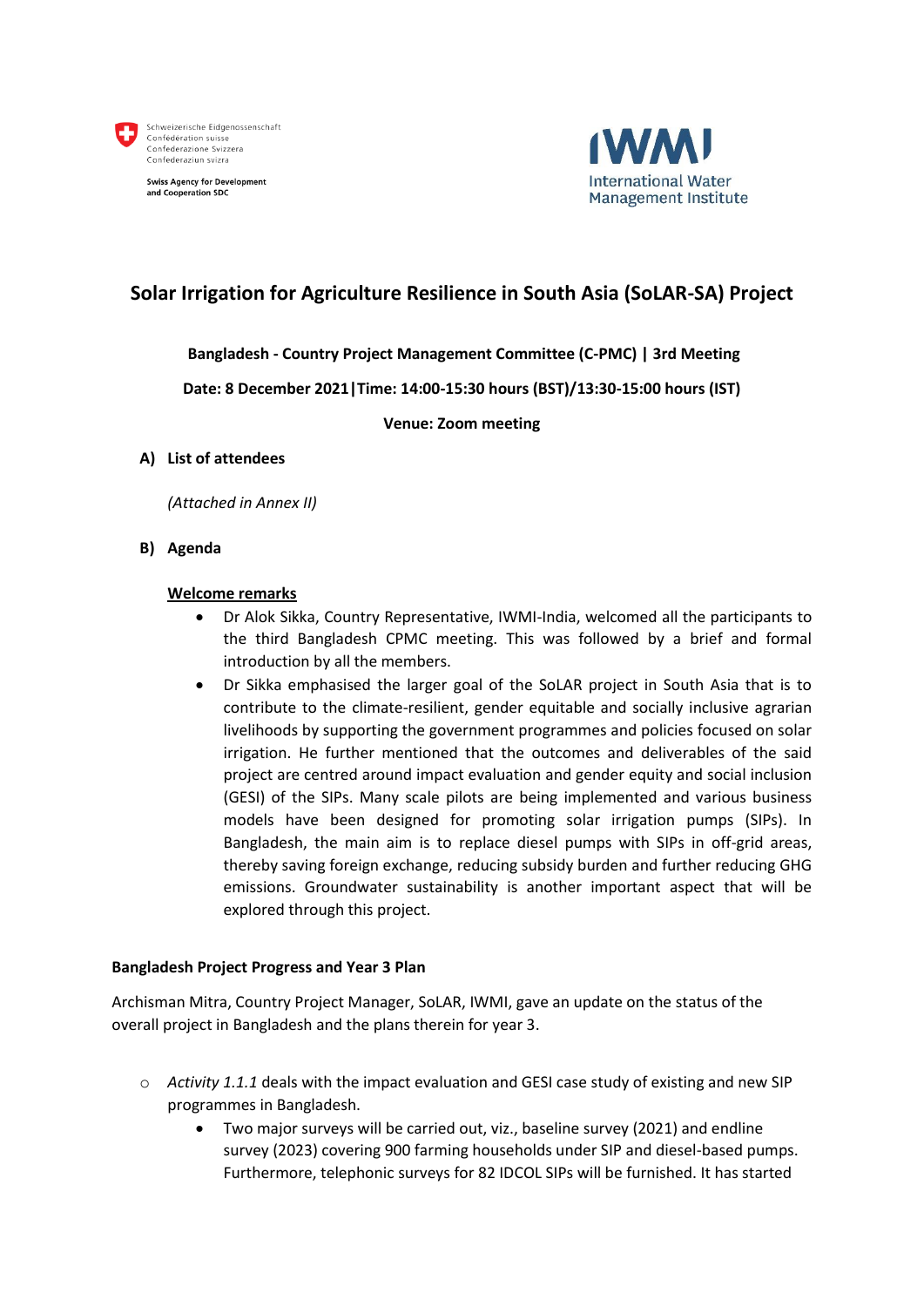Schweizerische Eidgenossenschaft
Confédération suisse
Confederazione Svizzera
Confederaziun svizra

Swiss Agency for Development and Cooperation SDC

IWMI International Water Management Institute

# Solar Irrigation for Agriculture Resilience in South Asia (SoLAR-SA) Project

**Bangladesh - Country Project Management Committee (C-PMC) | 3rd Meeting**

**Date: 8 December 2021|Time: 14:00-15:30 hours (BST)/13:30-15:00 hours (IST)**

**Venue: Zoom meeting**

## A) List of attendees

*(Attached in Annex II)*

## B) Agenda

**Welcome remarks**

- Dr Alok Sikka, Country Representative, IWMI-India, welcomed all the participants to the third Bangladesh CPMC meeting. This was followed by a brief and formal introduction by all the members.
- Dr Sikka emphasised the larger goal of the SoLAR project in South Asia that is to contribute to the climate-resilient, gender equitable and socially inclusive agrarian livelihoods by supporting the government programmes and policies focused on solar irrigation. He further mentioned that the outcomes and deliverables of the said project are centred around impact evaluation and gender equity and social inclusion (GESI) of the SIPs. Many scale pilots are being implemented and various business models have been designed for promoting solar irrigation pumps (SIPs). In Bangladesh, the main aim is to replace diesel pumps with SIPs in off-grid areas, thereby saving foreign exchange, reducing subsidy burden and further reducing GHG emissions. Groundwater sustainability is another important aspect that will be explored through this project.

**Bangladesh Project Progress and Year 3 Plan**

Archisman Mitra, Country Project Manager, SoLAR, IWMI, gave an update on the status of the overall project in Bangladesh and the plans therein for year 3.

- *Activity 1.1.1* deals with the impact evaluation and GESI case study of existing and new SIP programmes in Bangladesh.
  - Two major surveys will be carried out, viz., baseline survey (2021) and endline survey (2023) covering 900 farming households under SIP and diesel-based pumps. Furthermore, telephonic surveys for 82 IDCOL SIPs will be furnished. It has started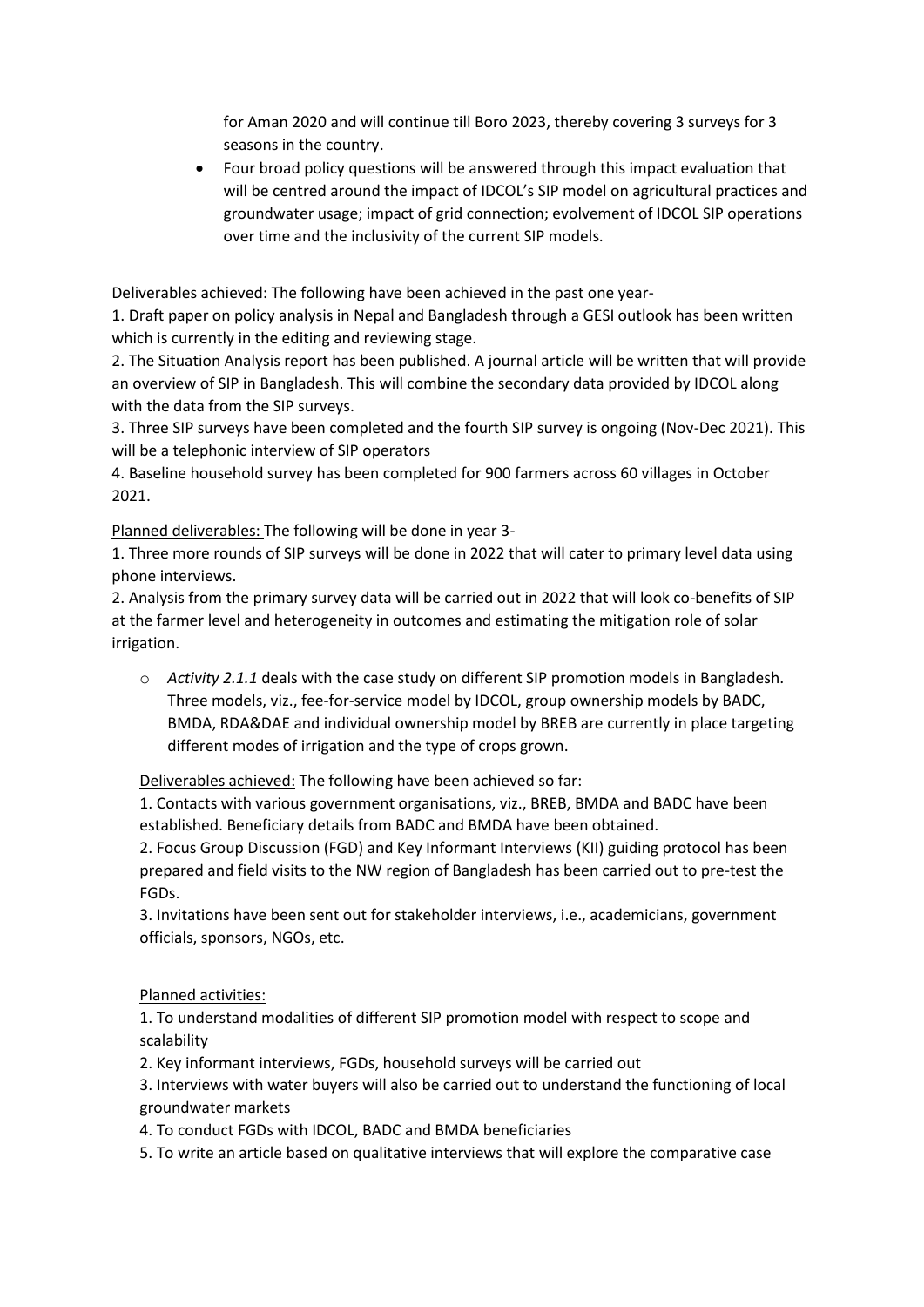for Aman 2020 and will continue till Boro 2023, thereby covering 3 surveys for 3 seasons in the country.

- Four broad policy questions will be answered through this impact evaluation that will be centred around the impact of IDCOL's SIP model on agricultural practices and groundwater usage; impact of grid connection; evolvement of IDCOL SIP operations over time and the inclusivity of the current SIP models.

Deliverables achieved: The following have been achieved in the past one year-

1. Draft paper on policy analysis in Nepal and Bangladesh through a GESI outlook has been written which is currently in the editing and reviewing stage.
2. The Situation Analysis report has been published. A journal article will be written that will provide an overview of SIP in Bangladesh. This will combine the secondary data provided by IDCOL along with the data from the SIP surveys.
3. Three SIP surveys have been completed and the fourth SIP survey is ongoing (Nov-Dec 2021). This will be a telephonic interview of SIP operators
4. Baseline household survey has been completed for 900 farmers across 60 villages in October 2021.

Planned deliverables: The following will be done in year 3-

1. Three more rounds of SIP surveys will be done in 2022 that will cater to primary level data using phone interviews.
2. Analysis from the primary survey data will be carried out in 2022 that will look co-benefits of SIP at the farmer level and heterogeneity in outcomes and estimating the mitigation role of solar irrigation.

- *Activity 2.1.1* deals with the case study on different SIP promotion models in Bangladesh. Three models, viz., fee-for-service model by IDCOL, group ownership models by BADC, BMDA, RDA&DAE and individual ownership model by BREB are currently in place targeting different modes of irrigation and the type of crops grown.

  Deliverables achieved: The following have been achieved so far:

  1. Contacts with various government organisations, viz., BREB, BMDA and BADC have been established. Beneficiary details from BADC and BMDA have been obtained.
  2. Focus Group Discussion (FGD) and Key Informant Interviews (KII) guiding protocol has been prepared and field visits to the NW region of Bangladesh has been carried out to pre-test the FGDs.
  3. Invitations have been sent out for stakeholder interviews, i.e., academicians, government officials, sponsors, NGOs, etc.

  Planned activities:

  1. To understand modalities of different SIP promotion model with respect to scope and scalability
  2. Key informant interviews, FGDs, household surveys will be carried out
  3. Interviews with water buyers will also be carried out to understand the functioning of local groundwater markets
  4. To conduct FGDs with IDCOL, BADC and BMDA beneficiaries
  5. To write an article based on qualitative interviews that will explore the comparative case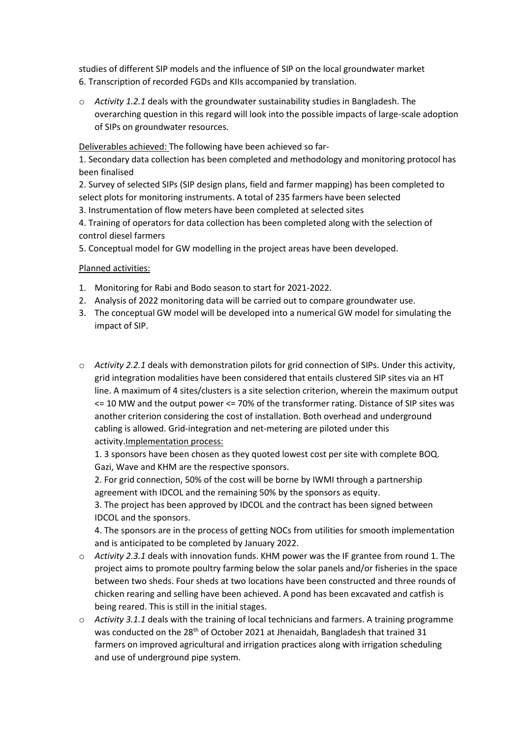studies of different SIP models and the influence of SIP on the local groundwater market
6. Transcription of recorded FGDs and KIIs accompanied by translation.

- *Activity 1.2.1* deals with the groundwater sustainability studies in Bangladesh. The overarching question in this regard will look into the possible impacts of large-scale adoption of SIPs on groundwater resources.

<u>Deliverables achieved:</u> The following have been achieved so far-

1. Secondary data collection has been completed and methodology and monitoring protocol has been finalised
2. Survey of selected SIPs (SIP design plans, field and farmer mapping) has been completed to select plots for monitoring instruments. A total of 235 farmers have been selected
3. Instrumentation of flow meters have been completed at selected sites
4. Training of operators for data collection has been completed along with the selection of control diesel farmers
5. Conceptual model for GW modelling in the project areas have been developed.

<u>Planned activities:</u>

1. Monitoring for Rabi and Bodo season to start for 2021-2022.
2. Analysis of 2022 monitoring data will be carried out to compare groundwater use.
3. The conceptual GW model will be developed into a numerical GW model for simulating the impact of SIP.

- *Activity 2.2.1* deals with demonstration pilots for grid connection of SIPs. Under this activity, grid integration modalities have been considered that entails clustered SIP sites via an HT line. A maximum of 4 sites/clusters is a site selection criterion, wherein the maximum output <= 10 MW and the output power <= 70% of the transformer rating. Distance of SIP sites was another criterion considering the cost of installation. Both overhead and underground cabling is allowed. Grid-integration and net-metering are piloted under this activity.<u>Implementation process:</u>

  1. 3 sponsors have been chosen as they quoted lowest cost per site with complete BOQ. Gazi, Wave and KHM are the respective sponsors.
  2. For grid connection, 50% of the cost will be borne by IWMI through a partnership agreement with IDCOL and the remaining 50% by the sponsors as equity.
  3. The project has been approved by IDCOL and the contract has been signed between IDCOL and the sponsors.
  4. The sponsors are in the process of getting NOCs from utilities for smooth implementation and is anticipated to be completed by January 2022.

- *Activity 2.3.1* deals with innovation funds. KHM power was the IF grantee from round 1. The project aims to promote poultry farming below the solar panels and/or fisheries in the space between two sheds. Four sheds at two locations have been constructed and three rounds of chicken rearing and selling have been achieved. A pond has been excavated and catfish is being reared. This is still in the initial stages.
- *Activity 3.1.1* deals with the training of local technicians and farmers. A training programme was conducted on the 28th of October 2021 at Jhenaidah, Bangladesh that trained 31 farmers on improved agricultural and irrigation practices along with irrigation scheduling and use of underground pipe system.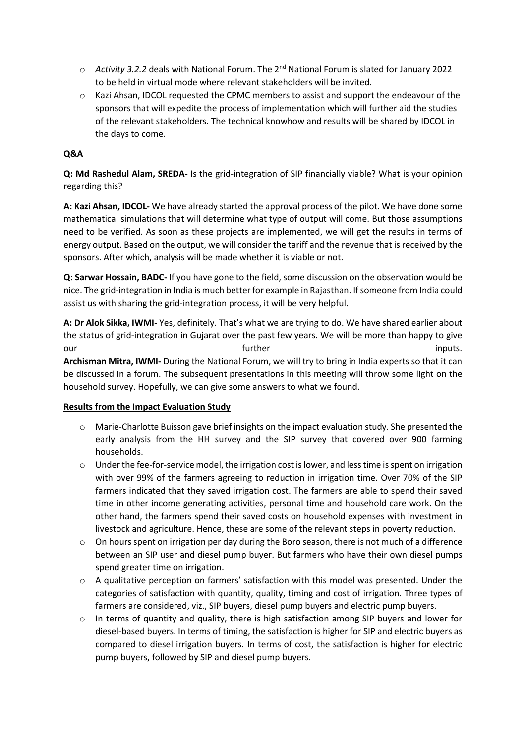- *Activity 3.2.2* deals with National Forum. The 2nd National Forum is slated for January 2022 to be held in virtual mode where relevant stakeholders will be invited.
- Kazi Ahsan, IDCOL requested the CPMC members to assist and support the endeavour of the sponsors that will expedite the process of implementation which will further aid the studies of the relevant stakeholders. The technical knowhow and results will be shared by IDCOL in the days to come.

**Q&A**

**Q: Md Rashedul Alam, SREDA-** Is the grid-integration of SIP financially viable? What is your opinion regarding this?

**A: Kazi Ahsan, IDCOL-** We have already started the approval process of the pilot. We have done some mathematical simulations that will determine what type of output will come. But those assumptions need to be verified. As soon as these projects are implemented, we will get the results in terms of energy output. Based on the output, we will consider the tariff and the revenue that is received by the sponsors. After which, analysis will be made whether it is viable or not.

**Q: Sarwar Hossain, BADC-** If you have gone to the field, some discussion on the observation would be nice. The grid-integration in India is much better for example in Rajasthan. If someone from India could assist us with sharing the grid-integration process, it will be very helpful.

**A: Dr Alok Sikka, IWMI-** Yes, definitely. That's what we are trying to do. We have shared earlier about the status of grid-integration in Gujarat over the past few years. We will be more than happy to give our further inputs.
**Archisman Mitra, IWMI-** During the National Forum, we will try to bring in India experts so that it can be discussed in a forum. The subsequent presentations in this meeting will throw some light on the household survey. Hopefully, we can give some answers to what we found.

**Results from the Impact Evaluation Study**

- Marie-Charlotte Buisson gave brief insights on the impact evaluation study. She presented the early analysis from the HH survey and the SIP survey that covered over 900 farming households.
- Under the fee-for-service model, the irrigation cost is lower, and less time is spent on irrigation with over 99% of the farmers agreeing to reduction in irrigation time. Over 70% of the SIP farmers indicated that they saved irrigation cost. The farmers are able to spend their saved time in other income generating activities, personal time and household care work. On the other hand, the farmers spend their saved costs on household expenses with investment in livestock and agriculture. Hence, these are some of the relevant steps in poverty reduction.
- On hours spent on irrigation per day during the Boro season, there is not much of a difference between an SIP user and diesel pump buyer. But farmers who have their own diesel pumps spend greater time on irrigation.
- A qualitative perception on farmers' satisfaction with this model was presented. Under the categories of satisfaction with quantity, quality, timing and cost of irrigation. Three types of farmers are considered, viz., SIP buyers, diesel pump buyers and electric pump buyers.
- In terms of quantity and quality, there is high satisfaction among SIP buyers and lower for diesel-based buyers. In terms of timing, the satisfaction is higher for SIP and electric buyers as compared to diesel irrigation buyers. In terms of cost, the satisfaction is higher for electric pump buyers, followed by SIP and diesel pump buyers.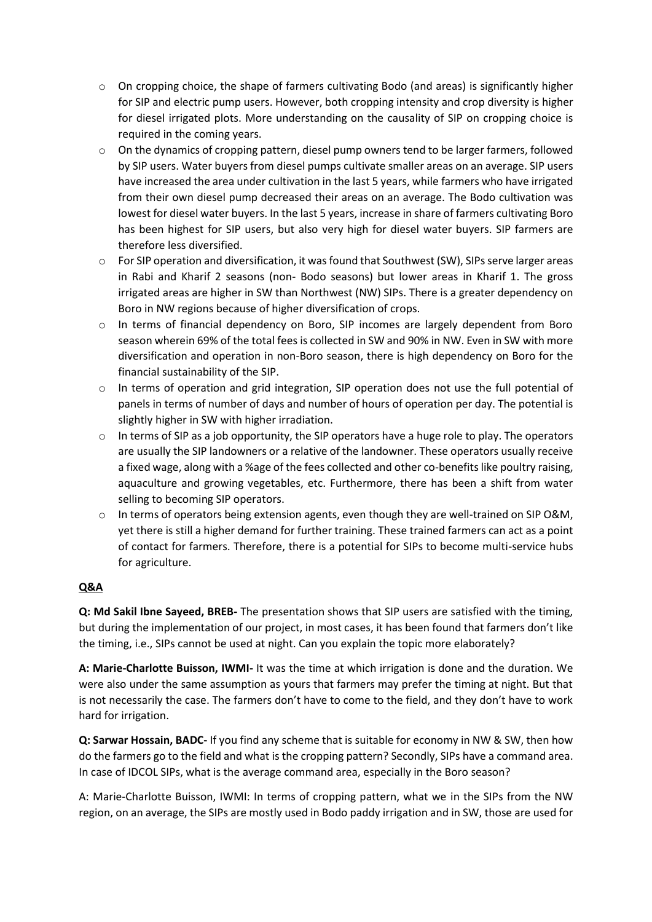- On cropping choice, the shape of farmers cultivating Bodo (and areas) is significantly higher for SIP and electric pump users. However, both cropping intensity and crop diversity is higher for diesel irrigated plots. More understanding on the causality of SIP on cropping choice is required in the coming years.
- On the dynamics of cropping pattern, diesel pump owners tend to be larger farmers, followed by SIP users. Water buyers from diesel pumps cultivate smaller areas on an average. SIP users have increased the area under cultivation in the last 5 years, while farmers who have irrigated from their own diesel pump decreased their areas on an average. The Bodo cultivation was lowest for diesel water buyers. In the last 5 years, increase in share of farmers cultivating Boro has been highest for SIP users, but also very high for diesel water buyers. SIP farmers are therefore less diversified.
- For SIP operation and diversification, it was found that Southwest (SW), SIPs serve larger areas in Rabi and Kharif 2 seasons (non- Bodo seasons) but lower areas in Kharif 1. The gross irrigated areas are higher in SW than Northwest (NW) SIPs. There is a greater dependency on Boro in NW regions because of higher diversification of crops.
- In terms of financial dependency on Boro, SIP incomes are largely dependent from Boro season wherein 69% of the total fees is collected in SW and 90% in NW. Even in SW with more diversification and operation in non-Boro season, there is high dependency on Boro for the financial sustainability of the SIP.
- In terms of operation and grid integration, SIP operation does not use the full potential of panels in terms of number of days and number of hours of operation per day. The potential is slightly higher in SW with higher irradiation.
- In terms of SIP as a job opportunity, the SIP operators have a huge role to play. The operators are usually the SIP landowners or a relative of the landowner. These operators usually receive a fixed wage, along with a %age of the fees collected and other co-benefits like poultry raising, aquaculture and growing vegetables, etc. Furthermore, there has been a shift from water selling to becoming SIP operators.
- In terms of operators being extension agents, even though they are well-trained on SIP O&M, yet there is still a higher demand for further training. These trained farmers can act as a point of contact for farmers. Therefore, there is a potential for SIPs to become multi-service hubs for agriculture.

**Q&A**

**Q: Md Sakil Ibne Sayeed, BREB-** The presentation shows that SIP users are satisfied with the timing, but during the implementation of our project, in most cases, it has been found that farmers don't like the timing, i.e., SIPs cannot be used at night. Can you explain the topic more elaborately?

**A: Marie-Charlotte Buisson, IWMI-** It was the time at which irrigation is done and the duration. We were also under the same assumption as yours that farmers may prefer the timing at night. But that is not necessarily the case. The farmers don't have to come to the field, and they don't have to work hard for irrigation.

**Q: Sarwar Hossain, BADC-** If you find any scheme that is suitable for economy in NW & SW, then how do the farmers go to the field and what is the cropping pattern? Secondly, SIPs have a command area. In case of IDCOL SIPs, what is the average command area, especially in the Boro season?

A: Marie-Charlotte Buisson, IWMI: In terms of cropping pattern, what we in the SIPs from the NW region, on an average, the SIPs are mostly used in Bodo paddy irrigation and in SW, those are used for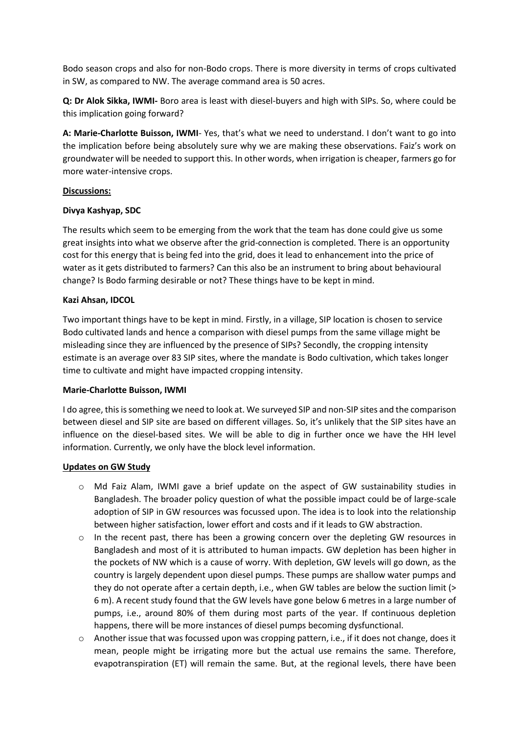Bodo season crops and also for non-Bodo crops. There is more diversity in terms of crops cultivated in SW, as compared to NW. The average command area is 50 acres.

**Q: Dr Alok Sikka, IWMI-** Boro area is least with diesel-buyers and high with SIPs. So, where could be this implication going forward?

**A: Marie-Charlotte Buisson, IWMI**- Yes, that's what we need to understand. I don't want to go into the implication before being absolutely sure why we are making these observations. Faiz's work on groundwater will be needed to support this. In other words, when irrigation is cheaper, farmers go for more water-intensive crops.

**Discussions:**

**Divya Kashyap, SDC**

The results which seem to be emerging from the work that the team has done could give us some great insights into what we observe after the grid-connection is completed. There is an opportunity cost for this energy that is being fed into the grid, does it lead to enhancement into the price of water as it gets distributed to farmers? Can this also be an instrument to bring about behavioural change? Is Bodo farming desirable or not? These things have to be kept in mind.

**Kazi Ahsan, IDCOL**

Two important things have to be kept in mind. Firstly, in a village, SIP location is chosen to service Bodo cultivated lands and hence a comparison with diesel pumps from the same village might be misleading since they are influenced by the presence of SIPs? Secondly, the cropping intensity estimate is an average over 83 SIP sites, where the mandate is Bodo cultivation, which takes longer time to cultivate and might have impacted cropping intensity.

**Marie-Charlotte Buisson, IWMI**

I do agree, this is something we need to look at. We surveyed SIP and non-SIP sites and the comparison between diesel and SIP site are based on different villages. So, it's unlikely that the SIP sites have an influence on the diesel-based sites. We will be able to dig in further once we have the HH level information. Currently, we only have the block level information.

**Updates on GW Study**

- Md Faiz Alam, IWMI gave a brief update on the aspect of GW sustainability studies in Bangladesh. The broader policy question of what the possible impact could be of large-scale adoption of SIP in GW resources was focussed upon. The idea is to look into the relationship between higher satisfaction, lower effort and costs and if it leads to GW abstraction.
- In the recent past, there has been a growing concern over the depleting GW resources in Bangladesh and most of it is attributed to human impacts. GW depletion has been higher in the pockets of NW which is a cause of worry. With depletion, GW levels will go down, as the country is largely dependent upon diesel pumps. These pumps are shallow water pumps and they do not operate after a certain depth, i.e., when GW tables are below the suction limit (> 6 m). A recent study found that the GW levels have gone below 6 metres in a large number of pumps, i.e., around 80% of them during most parts of the year. If continuous depletion happens, there will be more instances of diesel pumps becoming dysfunctional.
- Another issue that was focussed upon was cropping pattern, i.e., if it does not change, does it mean, people might be irrigating more but the actual use remains the same. Therefore, evapotranspiration (ET) will remain the same. But, at the regional levels, there have been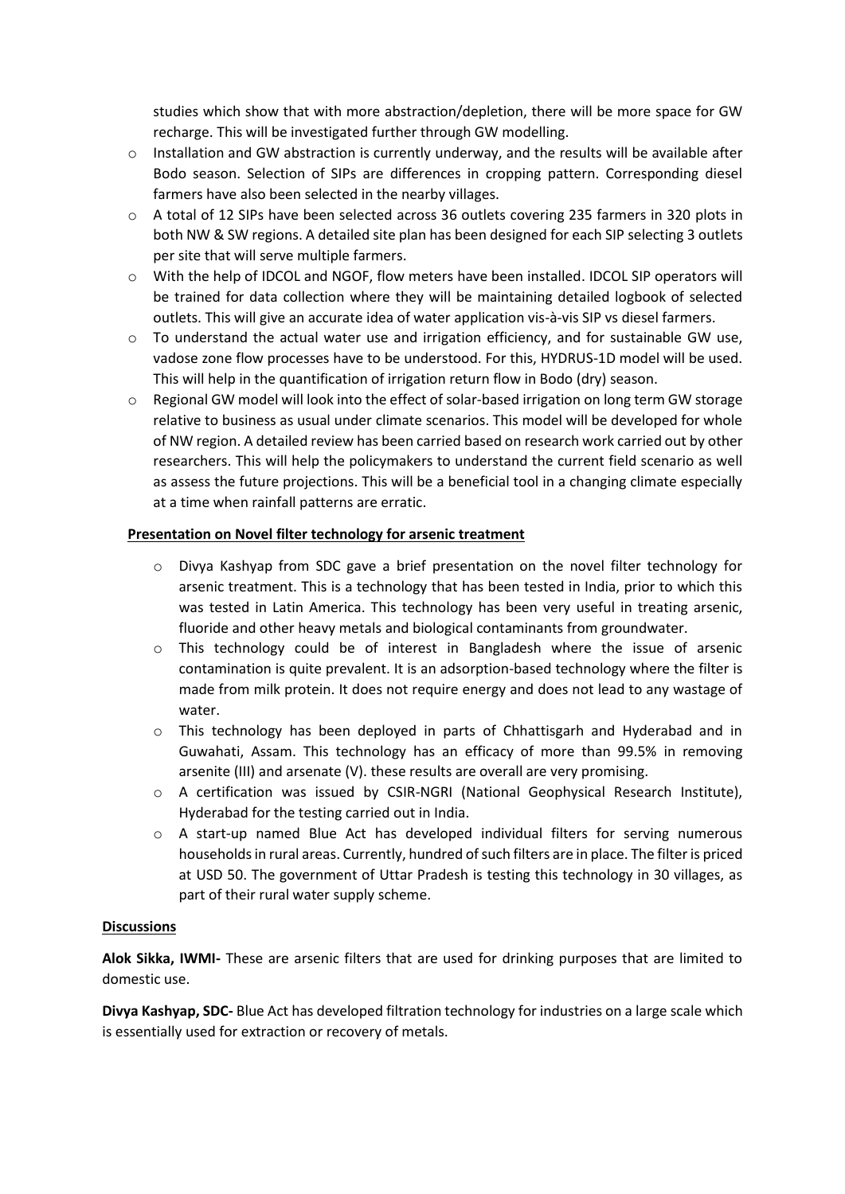studies which show that with more abstraction/depletion, there will be more space for GW recharge. This will be investigated further through GW modelling.

- Installation and GW abstraction is currently underway, and the results will be available after Bodo season. Selection of SIPs are differences in cropping pattern. Corresponding diesel farmers have also been selected in the nearby villages.
- A total of 12 SIPs have been selected across 36 outlets covering 235 farmers in 320 plots in both NW & SW regions. A detailed site plan has been designed for each SIP selecting 3 outlets per site that will serve multiple farmers.
- With the help of IDCOL and NGOF, flow meters have been installed. IDCOL SIP operators will be trained for data collection where they will be maintaining detailed logbook of selected outlets. This will give an accurate idea of water application vis-à-vis SIP vs diesel farmers.
- To understand the actual water use and irrigation efficiency, and for sustainable GW use, vadose zone flow processes have to be understood. For this, HYDRUS-1D model will be used. This will help in the quantification of irrigation return flow in Bodo (dry) season.
- Regional GW model will look into the effect of solar-based irrigation on long term GW storage relative to business as usual under climate scenarios. This model will be developed for whole of NW region. A detailed review has been carried based on research work carried out by other researchers. This will help the policymakers to understand the current field scenario as well as assess the future projections. This will be a beneficial tool in a changing climate especially at a time when rainfall patterns are erratic.

**Presentation on Novel filter technology for arsenic treatment**

- Divya Kashyap from SDC gave a brief presentation on the novel filter technology for arsenic treatment. This is a technology that has been tested in India, prior to which this was tested in Latin America. This technology has been very useful in treating arsenic, fluoride and other heavy metals and biological contaminants from groundwater.
- This technology could be of interest in Bangladesh where the issue of arsenic contamination is quite prevalent. It is an adsorption-based technology where the filter is made from milk protein. It does not require energy and does not lead to any wastage of water.
- This technology has been deployed in parts of Chhattisgarh and Hyderabad and in Guwahati, Assam. This technology has an efficacy of more than 99.5% in removing arsenite (III) and arsenate (V). these results are overall are very promising.
- A certification was issued by CSIR-NGRI (National Geophysical Research Institute), Hyderabad for the testing carried out in India.
- A start-up named Blue Act has developed individual filters for serving numerous households in rural areas. Currently, hundred of such filters are in place. The filter is priced at USD 50. The government of Uttar Pradesh is testing this technology in 30 villages, as part of their rural water supply scheme.

**Discussions**

**Alok Sikka, IWMI-** These are arsenic filters that are used for drinking purposes that are limited to domestic use.

**Divya Kashyap, SDC-** Blue Act has developed filtration technology for industries on a large scale which is essentially used for extraction or recovery of metals.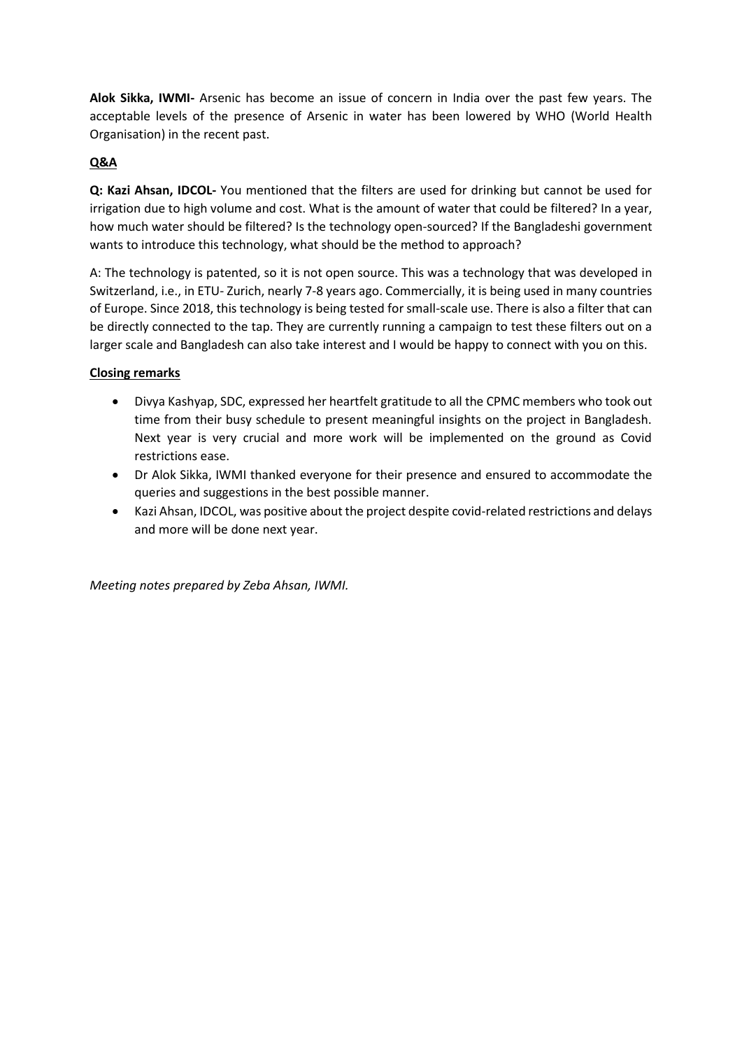**Alok Sikka, IWMI-** Arsenic has become an issue of concern in India over the past few years. The acceptable levels of the presence of Arsenic in water has been lowered by WHO (World Health Organisation) in the recent past.

**Q&A**

**Q: Kazi Ahsan, IDCOL-** You mentioned that the filters are used for drinking but cannot be used for irrigation due to high volume and cost. What is the amount of water that could be filtered? In a year, how much water should be filtered? Is the technology open-sourced? If the Bangladeshi government wants to introduce this technology, what should be the method to approach?

A: The technology is patented, so it is not open source. This was a technology that was developed in Switzerland, i.e., in ETU- Zurich, nearly 7-8 years ago. Commercially, it is being used in many countries of Europe. Since 2018, this technology is being tested for small-scale use. There is also a filter that can be directly connected to the tap. They are currently running a campaign to test these filters out on a larger scale and Bangladesh can also take interest and I would be happy to connect with you on this.

**Closing remarks**

- Divya Kashyap, SDC, expressed her heartfelt gratitude to all the CPMC members who took out time from their busy schedule to present meaningful insights on the project in Bangladesh. Next year is very crucial and more work will be implemented on the ground as Covid restrictions ease.
- Dr Alok Sikka, IWMI thanked everyone for their presence and ensured to accommodate the queries and suggestions in the best possible manner.
- Kazi Ahsan, IDCOL, was positive about the project despite covid-related restrictions and delays and more will be done next year.

*Meeting notes prepared by Zeba Ahsan, IWMI.*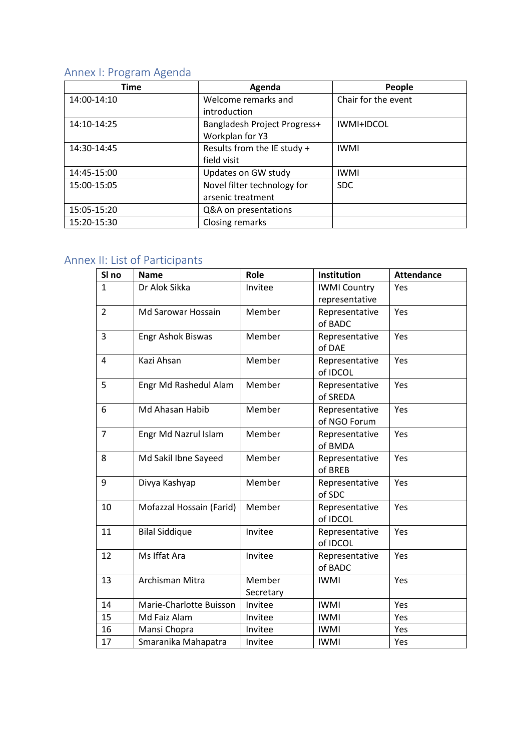## Annex I: Program Agenda

| Time | Agenda | People |
|---|---|---|
| 14:00-14:10 | Welcome remarks and introduction | Chair for the event |
| 14:10-14:25 | Bangladesh Project Progress+ Workplan for Y3 | IWMI+IDCOL |
| 14:30-14:45 | Results from the IE study + field visit | IWMI |
| 14:45-15:00 | Updates on GW study | IWMI |
| 15:00-15:05 | Novel filter technology for arsenic treatment | SDC |
| 15:05-15:20 | Q&A on presentations | |
| 15:20-15:30 | Closing remarks | |

## Annex II: List of Participants

| Sl no | Name | Role | Institution | Attendance |
|---|---|---|---|---|
| 1 | Dr Alok Sikka | Invitee | IWMI Country representative | Yes |
| 2 | Md Sarowar Hossain | Member | Representative of BADC | Yes |
| 3 | Engr Ashok Biswas | Member | Representative of DAE | Yes |
| 4 | Kazi Ahsan | Member | Representative of IDCOL | Yes |
| 5 | Engr Md Rashedul Alam | Member | Representative of SREDA | Yes |
| 6 | Md Ahasan Habib | Member | Representative of NGO Forum | Yes |
| 7 | Engr Md Nazrul Islam | Member | Representative of BMDA | Yes |
| 8 | Md Sakil Ibne Sayeed | Member | Representative of BREB | Yes |
| 9 | Divya Kashyap | Member | Representative of SDC | Yes |
| 10 | Mofazzal Hossain (Farid) | Member | Representative of IDCOL | Yes |
| 11 | Bilal Siddique | Invitee | Representative of IDCOL | Yes |
| 12 | Ms Iffat Ara | Invitee | Representative of BADC | Yes |
| 13 | Archisman Mitra | Member Secretary | IWMI | Yes |
| 14 | Marie-Charlotte Buisson | Invitee | IWMI | Yes |
| 15 | Md Faiz Alam | Invitee | IWMI | Yes |
| 16 | Mansi Chopra | Invitee | IWMI | Yes |
| 17 | Smaranika Mahapatra | Invitee | IWMI | Yes |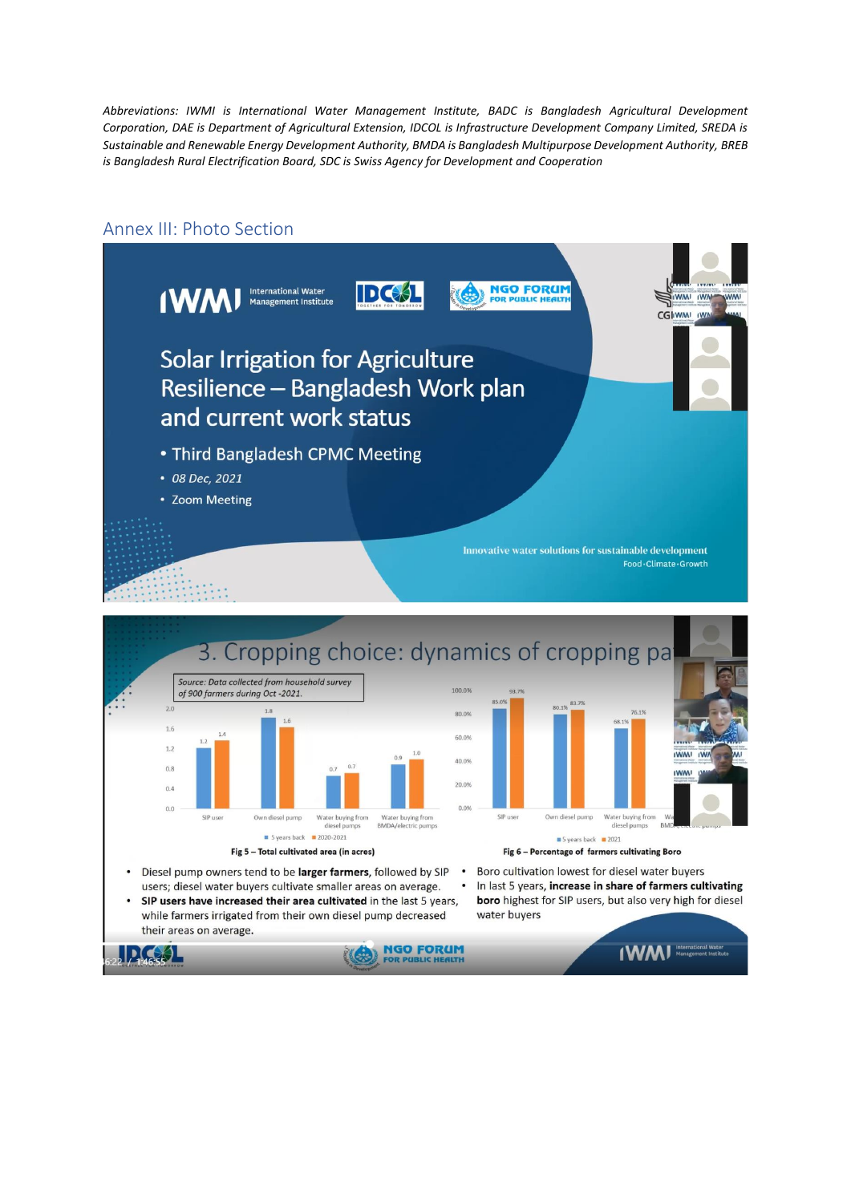*Abbreviations: IWMI is International Water Management Institute, BADC is Bangladesh Agricultural Development Corporation, DAE is Department of Agricultural Extension, IDCOL is Infrastructure Development Company Limited, SREDA is Sustainable and Renewable Energy Development Authority, BMDA is Bangladesh Multipurpose Development Authority, BREB is Bangladesh Rural Electrification Board, SDC is Swiss Agency for Development and Cooperation*

## Annex III: Photo Section

IWMI International Water Management Institute

IDCOL TOGETHER FOR TOMORROW

NGO FORUM FOR PUBLIC HEALTH

Solar Irrigation for Agriculture Resilience – Bangladesh Work plan and current work status

- Third Bangladesh CPMC Meeting
- 08 Dec, 2021
- Zoom Meeting

Innovative water solutions for sustainable development
Food·Climate·Growth

3. Cropping choice: dynamics of cropping pa

Source: Data collected from household survey of 900 farmers during Oct -2021.

2.0
1.6
1.2
0.8
0.4
0.0
1.2
1.4
1.8
1.6
0.7
0.7
0.9
1.0
SIP user
Own diesel pump
Water buying from diesel pumps
Water buying from BMDA/electric pumps
5 years back
2020-2021

Fig 5 – Total cultivated area (in acres)

100.0%
80.0%
60.0%
40.0%
20.0%
0.0%
85.0%
93.7%
80.1%
83.7%
68.1%
76.1%
SIP user
Own diesel pump
Water buying from diesel pumps
Wa... BMD... electric pumps
5 years back
2021

Fig 6 – Percentage of farmers cultivating Boro

- Diesel pump owners tend to be **larger farmers**, followed by SIP users; diesel water buyers cultivate smaller areas on average.
- **SIP users have increased their area cultivated** in the last 5 years, while farmers irrigated from their own diesel pump decreased their areas on average.
- Boro cultivation lowest for diesel water buyers
- In last 5 years, **increase in share of farmers cultivating boro** highest for SIP users, but also very high for diesel water buyers

IDCOL NGO FORUM FOR PUBLIC HEALTH IWMI International Water Management Institute

6:22 / 1:46:55